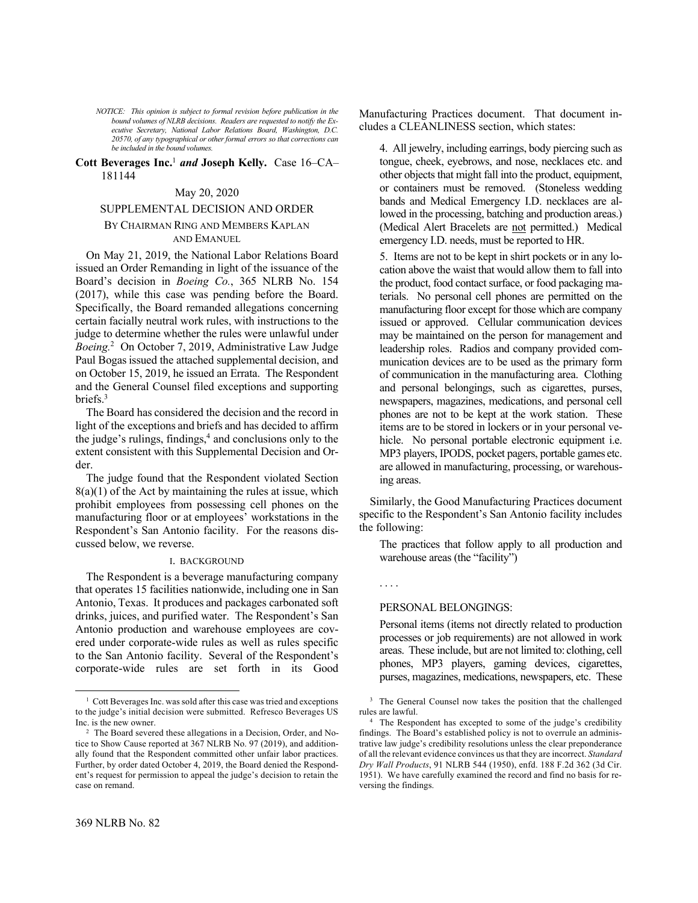*NOTICE: This opinion is subject to formal revision before publication in the bound volumes of NLRB decisions. Readers are requested to notify the Executive Secretary, National Labor Relations Board, Washington, D.C. 20570, of any typographical or other formal errors so that corrections can be included in the bound volumes.*

**Cott Beverages Inc.**[1] ***and*** **Joseph Kelly.** Case 16–CA–181144

May 20, 2020

SUPPLEMENTAL DECISION AND ORDER

BY CHAIRMAN RING AND MEMBERS KAPLAN AND EMANUEL

On May 21, 2019, the National Labor Relations Board issued an Order Remanding in light of the issuance of the Board's decision in *Boeing Co.*, 365 NLRB No. 154 (2017), while this case was pending before the Board. Specifically, the Board remanded allegations concerning certain facially neutral work rules, with instructions to the judge to determine whether the rules were unlawful under *Boeing.*[2] On October 7, 2019, Administrative Law Judge Paul Bogas issued the attached supplemental decision, and on October 15, 2019, he issued an Errata. The Respondent and the General Counsel filed exceptions and supporting briefs.[3]

The Board has considered the decision and the record in light of the exceptions and briefs and has decided to affirm the judge's rulings, findings,[4] and conclusions only to the extent consistent with this Supplemental Decision and Order.

The judge found that the Respondent violated Section 8(a)(1) of the Act by maintaining the rules at issue, which prohibit employees from possessing cell phones on the manufacturing floor or at employees' workstations in the Respondent's San Antonio facility. For the reasons discussed below, we reverse.

I. BACKGROUND

The Respondent is a beverage manufacturing company that operates 15 facilities nationwide, including one in San Antonio, Texas. It produces and packages carbonated soft drinks, juices, and purified water. The Respondent's San Antonio production and warehouse employees are covered under corporate-wide rules as well as rules specific to the San Antonio facility. Several of the Respondent's corporate-wide rules are set forth in its Good Manufacturing Practices document. That document includes a CLEANLINESS section, which states:

> 4. All jewelry, including earrings, body piercing such as tongue, cheek, eyebrows, and nose, necklaces etc. and other objects that might fall into the product, equipment, or containers must be removed. (Stoneless wedding bands and Medical Emergency I.D. necklaces are allowed in the processing, batching and production areas.) (Medical Alert Bracelets are not permitted.) Medical emergency I.D. needs, must be reported to HR.
>
> 5. Items are not to be kept in shirt pockets or in any location above the waist that would allow them to fall into the product, food contact surface, or food packaging materials. No personal cell phones are permitted on the manufacturing floor except for those which are company issued or approved. Cellular communication devices may be maintained on the person for management and leadership roles. Radios and company provided communication devices are to be used as the primary form of communication in the manufacturing area. Clothing and personal belongings, such as cigarettes, purses, newspapers, magazines, medications, and personal cell phones are not to be kept at the work station. These items are to be stored in lockers or in your personal vehicle. No personal portable electronic equipment i.e. MP3 players, IPODS, pocket pagers, portable games etc. are allowed in manufacturing, processing, or warehousing areas.

Similarly, the Good Manufacturing Practices document specific to the Respondent's San Antonio facility includes the following:

> The practices that follow apply to all production and warehouse areas (the "facility")
>
> . . . .
>
> PERSONAL BELONGINGS:
>
> Personal items (items not directly related to production processes or job requirements) are not allowed in work areas. These include, but are not limited to: clothing, cell phones, MP3 players, gaming devices, cigarettes, purses, magazines, medications, newspapers, etc. These

---

[1] Cott Beverages Inc. was sold after this case was tried and exceptions to the judge's initial decision were submitted. Refresco Beverages US Inc. is the new owner.

[2] The Board severed these allegations in a Decision, Order, and Notice to Show Cause reported at 367 NLRB No. 97 (2019), and additionally found that the Respondent committed other unfair labor practices. Further, by order dated October 4, 2019, the Board denied the Respondent's request for permission to appeal the judge's decision to retain the case on remand.

[3] The General Counsel now takes the position that the challenged rules are lawful.

[4] The Respondent has excepted to some of the judge's credibility findings. The Board's established policy is not to overrule an administrative law judge's credibility resolutions unless the clear preponderance of all the relevant evidence convinces us that they are incorrect. *Standard Dry Wall Products*, 91 NLRB 544 (1950), enfd. 188 F.2d 362 (3d Cir. 1951). We have carefully examined the record and find no basis for reversing the findings.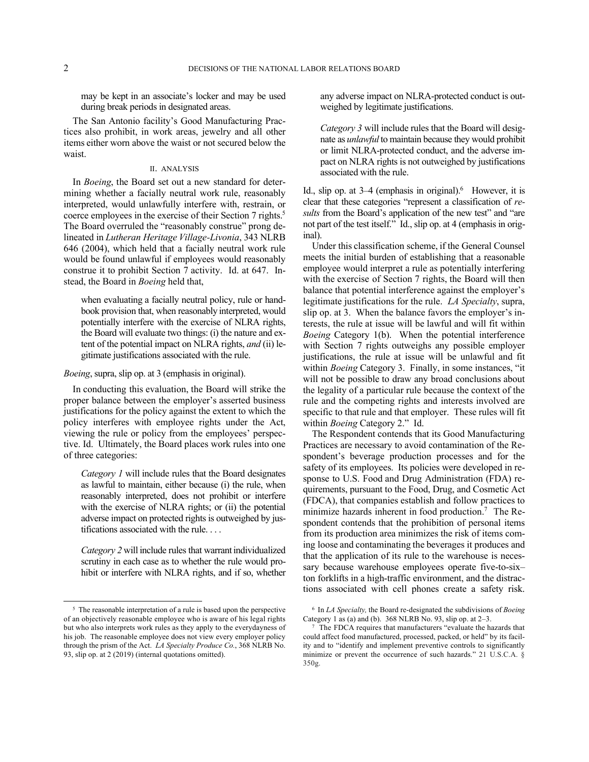may be kept in an associate's locker and may be used during break periods in designated areas.

The San Antonio facility's Good Manufacturing Practices also prohibit, in work areas, jewelry and all other items either worn above the waist or not secured below the waist.

## II. ANALYSIS

In *Boeing*, the Board set out a new standard for determining whether a facially neutral work rule, reasonably interpreted, would unlawfully interfere with, restrain, or coerce employees in the exercise of their Section 7 rights.[5] The Board overruled the "reasonably construe" prong delineated in *Lutheran Heritage Village-Livonia*, 343 NLRB 646 (2004), which held that a facially neutral work rule would be found unlawful if employees would reasonably construe it to prohibit Section 7 activity. Id. at 647. Instead, the Board in *Boeing* held that,

> when evaluating a facially neutral policy, rule or handbook provision that, when reasonably interpreted, would potentially interfere with the exercise of NLRA rights, the Board will evaluate two things: (i) the nature and extent of the potential impact on NLRA rights, *and* (ii) legitimate justifications associated with the rule.

*Boeing*, supra, slip op. at 3 (emphasis in original).

In conducting this evaluation, the Board will strike the proper balance between the employer's asserted business justifications for the policy against the extent to which the policy interferes with employee rights under the Act, viewing the rule or policy from the employees' perspective. Id. Ultimately, the Board places work rules into one of three categories:

> *Category 1* will include rules that the Board designates as lawful to maintain, either because (i) the rule, when reasonably interpreted, does not prohibit or interfere with the exercise of NLRA rights; or (ii) the potential adverse impact on protected rights is outweighed by justifications associated with the rule. . . .
>
> *Category 2* will include rules that warrant individualized scrutiny in each case as to whether the rule would prohibit or interfere with NLRA rights, and if so, whether any adverse impact on NLRA-protected conduct is outweighed by legitimate justifications.
>
> *Category 3* will include rules that the Board will designate as *unlawful* to maintain because they would prohibit or limit NLRA-protected conduct, and the adverse impact on NLRA rights is not outweighed by justifications associated with the rule.

Id., slip op. at 3–4 (emphasis in original).[6] However, it is clear that these categories "represent a classification of *results* from the Board's application of the new test" and "are not part of the test itself." Id., slip op. at 4 (emphasis in original).

Under this classification scheme, if the General Counsel meets the initial burden of establishing that a reasonable employee would interpret a rule as potentially interfering with the exercise of Section 7 rights, the Board will then balance that potential interference against the employer's legitimate justifications for the rule. *LA Specialty*, supra, slip op. at 3. When the balance favors the employer's interests, the rule at issue will be lawful and will fit within *Boeing* Category 1(b). When the potential interference with Section 7 rights outweighs any possible employer justifications, the rule at issue will be unlawful and fit within *Boeing* Category 3. Finally, in some instances, "it will not be possible to draw any broad conclusions about the legality of a particular rule because the context of the rule and the competing rights and interests involved are specific to that rule and that employer. These rules will fit within *Boeing* Category 2." Id.

The Respondent contends that its Good Manufacturing Practices are necessary to avoid contamination of the Respondent's beverage production processes and for the safety of its employees. Its policies were developed in response to U.S. Food and Drug Administration (FDA) requirements, pursuant to the Food, Drug, and Cosmetic Act (FDCA), that companies establish and follow practices to minimize hazards inherent in food production.[7] The Respondent contends that the prohibition of personal items from its production area minimizes the risk of items coming loose and contaminating the beverages it produces and that the application of its rule to the warehouse is necessary because warehouse employees operate five-to-six–ton forklifts in a high-traffic environment, and the distractions associated with cell phones create a safety risk.

---

[5] The reasonable interpretation of a rule is based upon the perspective of an objectively reasonable employee who is aware of his legal rights but who also interprets work rules as they apply to the everydayness of his job. The reasonable employee does not view every employer policy through the prism of the Act. *LA Specialty Produce Co.*, 368 NLRB No. 93, slip op. at 2 (2019) (internal quotations omitted).

[6] In *LA Specialty,* the Board re-designated the subdivisions of *Boeing* Category 1 as (a) and (b). 368 NLRB No. 93, slip op. at 2–3.

[7] The FDCA requires that manufacturers "evaluate the hazards that could affect food manufactured, processed, packed, or held" by its facility and to "identify and implement preventive controls to significantly minimize or prevent the occurrence of such hazards." 21 U.S.C.A. § 350g.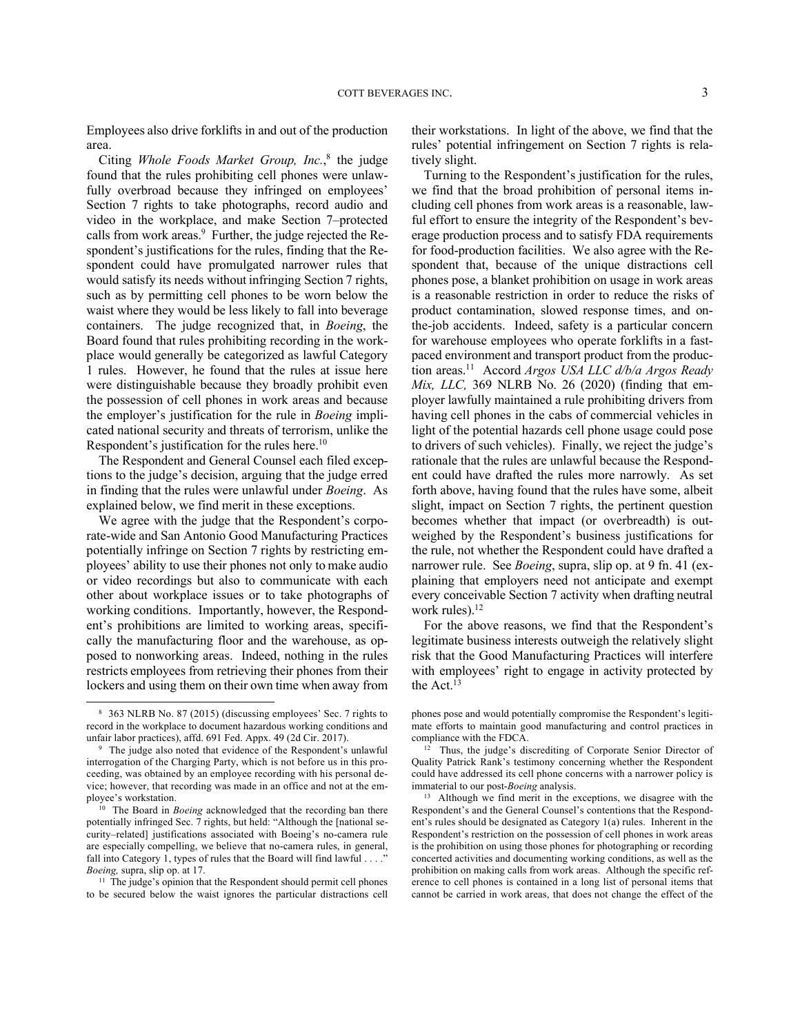Employees also drive forklifts in and out of the production area.

Citing *Whole Foods Market Group, Inc.*,[8] the judge found that the rules prohibiting cell phones were unlawfully overbroad because they infringed on employees' Section 7 rights to take photographs, record audio and video in the workplace, and make Section 7–protected calls from work areas.[9] Further, the judge rejected the Respondent's justifications for the rules, finding that the Respondent could have promulgated narrower rules that would satisfy its needs without infringing Section 7 rights, such as by permitting cell phones to be worn below the waist where they would be less likely to fall into beverage containers. The judge recognized that, in *Boeing*, the Board found that rules prohibiting recording in the workplace would generally be categorized as lawful Category 1 rules. However, he found that the rules at issue here were distinguishable because they broadly prohibit even the possession of cell phones in work areas and because the employer's justification for the rule in *Boeing* implicated national security and threats of terrorism, unlike the Respondent's justification for the rules here.[10]

The Respondent and General Counsel each filed exceptions to the judge's decision, arguing that the judge erred in finding that the rules were unlawful under *Boeing*. As explained below, we find merit in these exceptions.

We agree with the judge that the Respondent's corporate-wide and San Antonio Good Manufacturing Practices potentially infringe on Section 7 rights by restricting employees' ability to use their phones not only to make audio or video recordings but also to communicate with each other about workplace issues or to take photographs of working conditions. Importantly, however, the Respondent's prohibitions are limited to working areas, specifically the manufacturing floor and the warehouse, as opposed to nonworking areas. Indeed, nothing in the rules restricts employees from retrieving their phones from their lockers and using them on their own time when away from their workstations. In light of the above, we find that the rules' potential infringement on Section 7 rights is relatively slight.

Turning to the Respondent's justification for the rules, we find that the broad prohibition of personal items including cell phones from work areas is a reasonable, lawful effort to ensure the integrity of the Respondent's beverage production process and to satisfy FDA requirements for food-production facilities. We also agree with the Respondent that, because of the unique distractions cell phones pose, a blanket prohibition on usage in work areas is a reasonable restriction in order to reduce the risks of product contamination, slowed response times, and on-the-job accidents. Indeed, safety is a particular concern for warehouse employees who operate forklifts in a fast-paced environment and transport product from the production areas.[11] Accord *Argos USA LLC d/b/a Argos Ready Mix, LLC,* 369 NLRB No. 26 (2020) (finding that employer lawfully maintained a rule prohibiting drivers from having cell phones in the cabs of commercial vehicles in light of the potential hazards cell phone usage could pose to drivers of such vehicles). Finally, we reject the judge's rationale that the rules are unlawful because the Respondent could have drafted the rules more narrowly. As set forth above, having found that the rules have some, albeit slight, impact on Section 7 rights, the pertinent question becomes whether that impact (or overbreadth) is outweighed by the Respondent's business justifications for the rule, not whether the Respondent could have drafted a narrower rule. See *Boeing*, supra, slip op. at 9 fn. 41 (explaining that employers need not anticipate and exempt every conceivable Section 7 activity when drafting neutral work rules).[12]

For the above reasons, we find that the Respondent's legitimate business interests outweigh the relatively slight risk that the Good Manufacturing Practices will interfere with employees' right to engage in activity protected by the Act.[13]

---

[8] 363 NLRB No. 87 (2015) (discussing employees' Sec. 7 rights to record in the workplace to document hazardous working conditions and unfair labor practices), affd. 691 Fed. Appx. 49 (2d Cir. 2017).

[9] The judge also noted that evidence of the Respondent's unlawful interrogation of the Charging Party, which is not before us in this proceeding, was obtained by an employee recording with his personal device; however, that recording was made in an office and not at the employee's workstation.

[10] The Board in *Boeing* acknowledged that the recording ban there potentially infringed Sec. 7 rights, but held: "Although the [national security–related] justifications associated with Boeing's no-camera rule are especially compelling, we believe that no-camera rules, in general, fall into Category 1, types of rules that the Board will find lawful . . . ." *Boeing,* supra, slip op. at 17.

[11] The judge's opinion that the Respondent should permit cell phones to be secured below the waist ignores the particular distractions cell phones pose and would potentially compromise the Respondent's legitimate efforts to maintain good manufacturing and control practices in compliance with the FDCA.

[12] Thus, the judge's discrediting of Corporate Senior Director of Quality Patrick Rank's testimony concerning whether the Respondent could have addressed its cell phone concerns with a narrower policy is immaterial to our post-*Boeing* analysis.

[13] Although we find merit in the exceptions, we disagree with the Respondent's and the General Counsel's contentions that the Respondent's rules should be designated as Category 1(a) rules. Inherent in the Respondent's restriction on the possession of cell phones in work areas is the prohibition on using those phones for photographing or recording concerted activities and documenting working conditions, as well as the prohibition on making calls from work areas. Although the specific reference to cell phones is contained in a long list of personal items that cannot be carried in work areas, that does not change the effect of the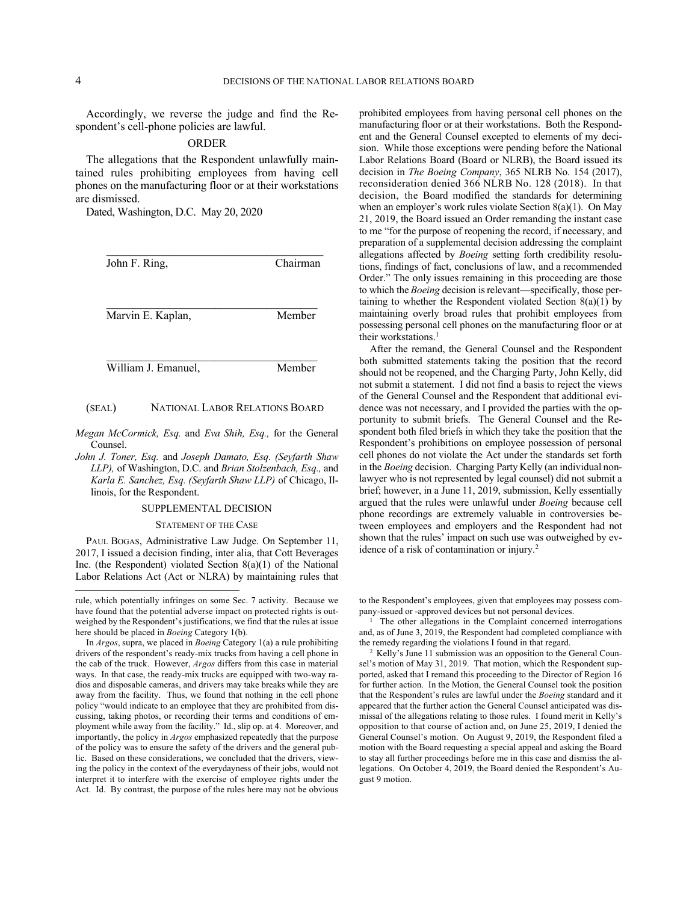Accordingly, we reverse the judge and find the Respondent's cell-phone policies are lawful.

## ORDER

The allegations that the Respondent unlawfully maintained rules prohibiting employees from having cell phones on the manufacturing floor or at their workstations are dismissed.

Dated, Washington, D.C. May 20, 2020

John F. Ring, Chairman

Marvin E. Kaplan, Member

William J. Emanuel, Member

(SEAL) NATIONAL LABOR RELATIONS BOARD

*Megan McCormick, Esq.* and *Eva Shih, Esq.,* for the General Counsel.

*John J. Toner, Esq.* and *Joseph Damato, Esq. (Seyfarth Shaw LLP),* of Washington, D.C. and *Brian Stolzenbach, Esq.,* and *Karla E. Sanchez, Esq. (Seyfarth Shaw LLP)* of Chicago, Illinois, for the Respondent.

## SUPPLEMENTAL DECISION

### STATEMENT OF THE CASE

PAUL BOGAS, Administrative Law Judge. On September 11, 2017, I issued a decision finding, inter alia, that Cott Beverages Inc. (the Respondent) violated Section 8(a)(1) of the National Labor Relations Act (Act or NLRA) by maintaining rules that prohibited employees from having personal cell phones on the manufacturing floor or at their workstations. Both the Respondent and the General Counsel excepted to elements of my decision. While those exceptions were pending before the National Labor Relations Board (Board or NLRB), the Board issued its decision in *The Boeing Company*, 365 NLRB No. 154 (2017), reconsideration denied 366 NLRB No. 128 (2018). In that decision, the Board modified the standards for determining when an employer's work rules violate Section 8(a)(1). On May 21, 2019, the Board issued an Order remanding the instant case to me "for the purpose of reopening the record, if necessary, and preparation of a supplemental decision addressing the complaint allegations affected by *Boeing* setting forth credibility resolutions, findings of fact, conclusions of law, and a recommended Order." The only issues remaining in this proceeding are those to which the *Boeing* decision is relevant—specifically, those pertaining to whether the Respondent violated Section 8(a)(1) by maintaining overly broad rules that prohibit employees from possessing personal cell phones on the manufacturing floor or at their workstations.[1]

After the remand, the General Counsel and the Respondent both submitted statements taking the position that the record should not be reopened, and the Charging Party, John Kelly, did not submit a statement. I did not find a basis to reject the views of the General Counsel and the Respondent that additional evidence was not necessary, and I provided the parties with the opportunity to submit briefs. The General Counsel and the Respondent both filed briefs in which they take the position that the Respondent's prohibitions on employee possession of personal cell phones do not violate the Act under the standards set forth in the *Boeing* decision. Charging Party Kelly (an individual non-lawyer who is not represented by legal counsel) did not submit a brief; however, in a June 11, 2019, submission, Kelly essentially argued that the rules were unlawful under *Boeing* because cell phone recordings are extremely valuable in controversies between employees and employers and the Respondent had not shown that the rules' impact on such use was outweighed by evidence of a risk of contamination or injury.[2]

---

rule, which potentially infringes on some Sec. 7 activity. Because we have found that the potential adverse impact on protected rights is outweighed by the Respondent's justifications, we find that the rules at issue here should be placed in *Boeing* Category 1(b).

In *Argos*, supra, we placed in *Boeing* Category 1(a) a rule prohibiting drivers of the respondent's ready-mix trucks from having a cell phone in the cab of the truck. However, *Argos* differs from this case in material ways. In that case, the ready-mix trucks are equipped with two-way radios and disposable cameras, and drivers may take breaks while they are away from the facility. Thus, we found that nothing in the cell phone policy "would indicate to an employee that they are prohibited from discussing, taking photos, or recording their terms and conditions of employment while away from the facility." Id., slip op. at 4. Moreover, and importantly, the policy in *Argos* emphasized repeatedly that the purpose of the policy was to ensure the safety of the drivers and the general public. Based on these considerations, we concluded that the drivers, viewing the policy in the context of the everydayness of their jobs, would not interpret it to interfere with the exercise of employee rights under the Act. Id. By contrast, the purpose of the rules here may not be obvious to the Respondent's employees, given that employees may possess company-issued or -approved devices but not personal devices.

[1] The other allegations in the Complaint concerned interrogations and, as of June 3, 2019, the Respondent had completed compliance with the remedy regarding the violations I found in that regard.

[2] Kelly's June 11 submission was an opposition to the General Counsel's motion of May 31, 2019. That motion, which the Respondent supported, asked that I remand this proceeding to the Director of Region 16 for further action. In the Motion, the General Counsel took the position that the Respondent's rules are lawful under the *Boeing* standard and it appeared that the further action the General Counsel anticipated was dismissal of the allegations relating to those rules. I found merit in Kelly's opposition to that course of action and, on June 25, 2019, I denied the General Counsel's motion. On August 9, 2019, the Respondent filed a motion with the Board requesting a special appeal and asking the Board to stay all further proceedings before me in this case and dismiss the allegations. On October 4, 2019, the Board denied the Respondent's August 9 motion.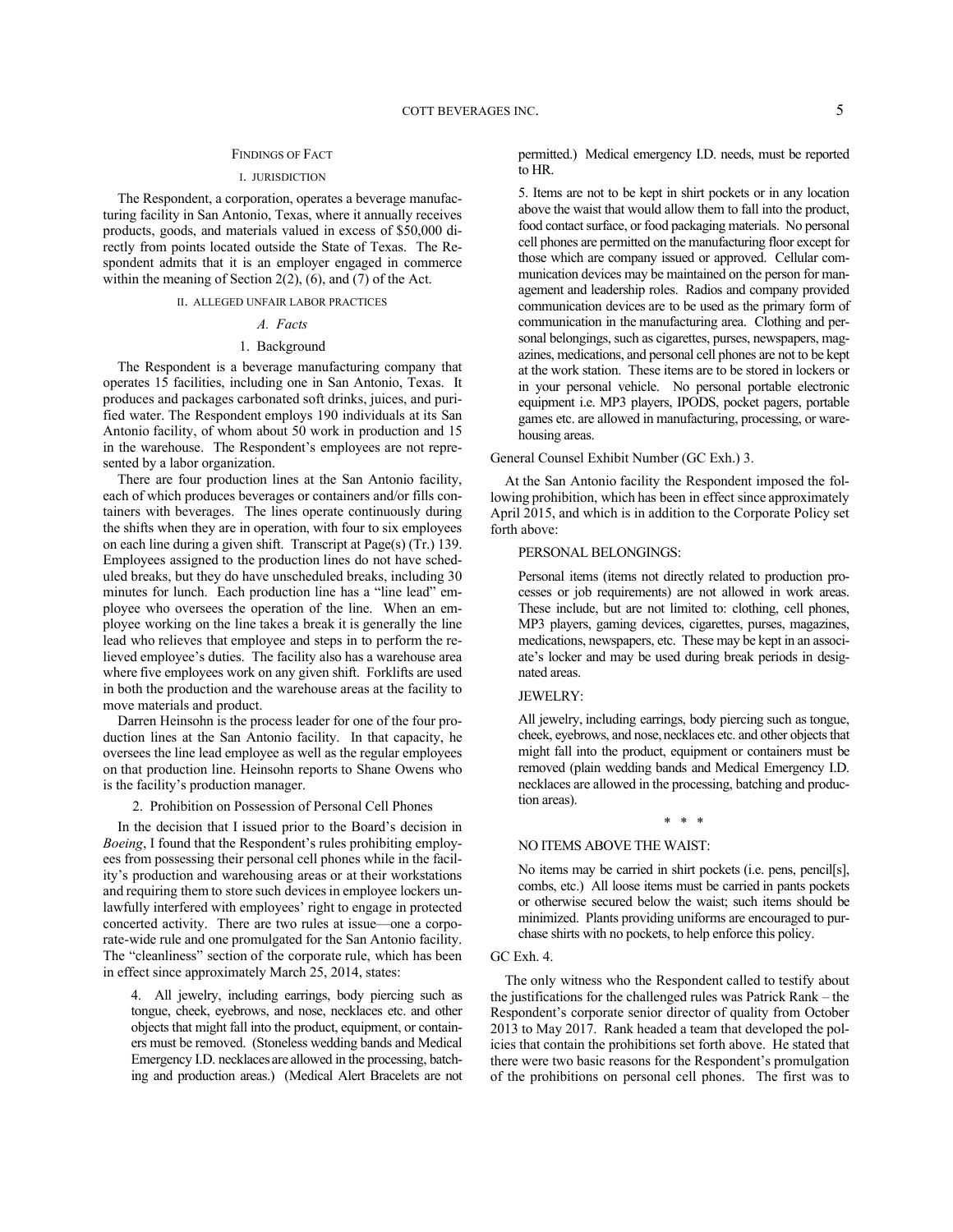## FINDINGS OF FACT

### I. JURISDICTION

The Respondent, a corporation, operates a beverage manufacturing facility in San Antonio, Texas, where it annually receives products, goods, and materials valued in excess of $50,000 directly from points located outside the State of Texas. The Respondent admits that it is an employer engaged in commerce within the meaning of Section 2(2), (6), and (7) of the Act.

### II. ALLEGED UNFAIR LABOR PRACTICES

#### *A. Facts*

##### 1. Background

The Respondent is a beverage manufacturing company that operates 15 facilities, including one in San Antonio, Texas. It produces and packages carbonated soft drinks, juices, and purified water. The Respondent employs 190 individuals at its San Antonio facility, of whom about 50 work in production and 15 in the warehouse. The Respondent's employees are not represented by a labor organization.

There are four production lines at the San Antonio facility, each of which produces beverages or containers and/or fills containers with beverages. The lines operate continuously during the shifts when they are in operation, with four to six employees on each line during a given shift. Transcript at Page(s) (Tr.) 139. Employees assigned to the production lines do not have scheduled breaks, but they do have unscheduled breaks, including 30 minutes for lunch. Each production line has a "line lead" employee who oversees the operation of the line. When an employee working on the line takes a break it is generally the line lead who relieves that employee and steps in to perform the relieved employee's duties. The facility also has a warehouse area where five employees work on any given shift. Forklifts are used in both the production and the warehouse areas at the facility to move materials and product.

Darren Heinsohn is the process leader for one of the four production lines at the San Antonio facility. In that capacity, he oversees the line lead employee as well as the regular employees on that production line. Heinsohn reports to Shane Owens who is the facility's production manager.

##### 2. Prohibition on Possession of Personal Cell Phones

In the decision that I issued prior to the Board's decision in *Boeing*, I found that the Respondent's rules prohibiting employees from possessing their personal cell phones while in the facility's production and warehousing areas or at their workstations and requiring them to store such devices in employee lockers unlawfully interfered with employees' right to engage in protected concerted activity. There are two rules at issue—one a corporate-wide rule and one promulgated for the San Antonio facility. The "cleanliness" section of the corporate rule, which has been in effect since approximately March 25, 2014, states:

> 4. All jewelry, including earrings, body piercing such as tongue, cheek, eyebrows, and nose, necklaces etc. and other objects that might fall into the product, equipment, or containers must be removed. (Stoneless wedding bands and Medical Emergency I.D. necklaces are allowed in the processing, batching and production areas.) (Medical Alert Bracelets are not permitted.) Medical emergency I.D. needs, must be reported to HR.
>
> 5. Items are not to be kept in shirt pockets or in any location above the waist that would allow them to fall into the product, food contact surface, or food packaging materials. No personal cell phones are permitted on the manufacturing floor except for those which are company issued or approved. Cellular communication devices may be maintained on the person for management and leadership roles. Radios and company provided communication devices are to be used as the primary form of communication in the manufacturing area. Clothing and personal belongings, such as cigarettes, purses, newspapers, magazines, medications, and personal cell phones are not to be kept at the work station. These items are to be stored in lockers or in your personal vehicle. No personal portable electronic equipment i.e. MP3 players, IPODS, pocket pagers, portable games etc. are allowed in manufacturing, processing, or warehousing areas.

General Counsel Exhibit Number (GC Exh.) 3.

At the San Antonio facility the Respondent imposed the following prohibition, which has been in effect since approximately April 2015, and which is in addition to the Corporate Policy set forth above:

> PERSONAL BELONGINGS:
>
> Personal items (items not directly related to production processes or job requirements) are not allowed in work areas. These include, but are not limited to: clothing, cell phones, MP3 players, gaming devices, cigarettes, purses, magazines, medications, newspapers, etc. These may be kept in an associate's locker and may be used during break periods in designated areas.
>
> JEWELRY:
>
> All jewelry, including earrings, body piercing such as tongue, cheek, eyebrows, and nose, necklaces etc. and other objects that might fall into the product, equipment or containers must be removed (plain wedding bands and Medical Emergency I.D. necklaces are allowed in the processing, batching and production areas).
>
> \* \* \*
>
> NO ITEMS ABOVE THE WAIST:
>
> No items may be carried in shirt pockets (i.e. pens, pencil[s], combs, etc.) All loose items must be carried in pants pockets or otherwise secured below the waist; such items should be minimized. Plants providing uniforms are encouraged to purchase shirts with no pockets, to help enforce this policy.

GC Exh. 4.

The only witness who the Respondent called to testify about the justifications for the challenged rules was Patrick Rank – the Respondent's corporate senior director of quality from October 2013 to May 2017. Rank headed a team that developed the policies that contain the prohibitions set forth above. He stated that there were two basic reasons for the Respondent's promulgation of the prohibitions on personal cell phones. The first was to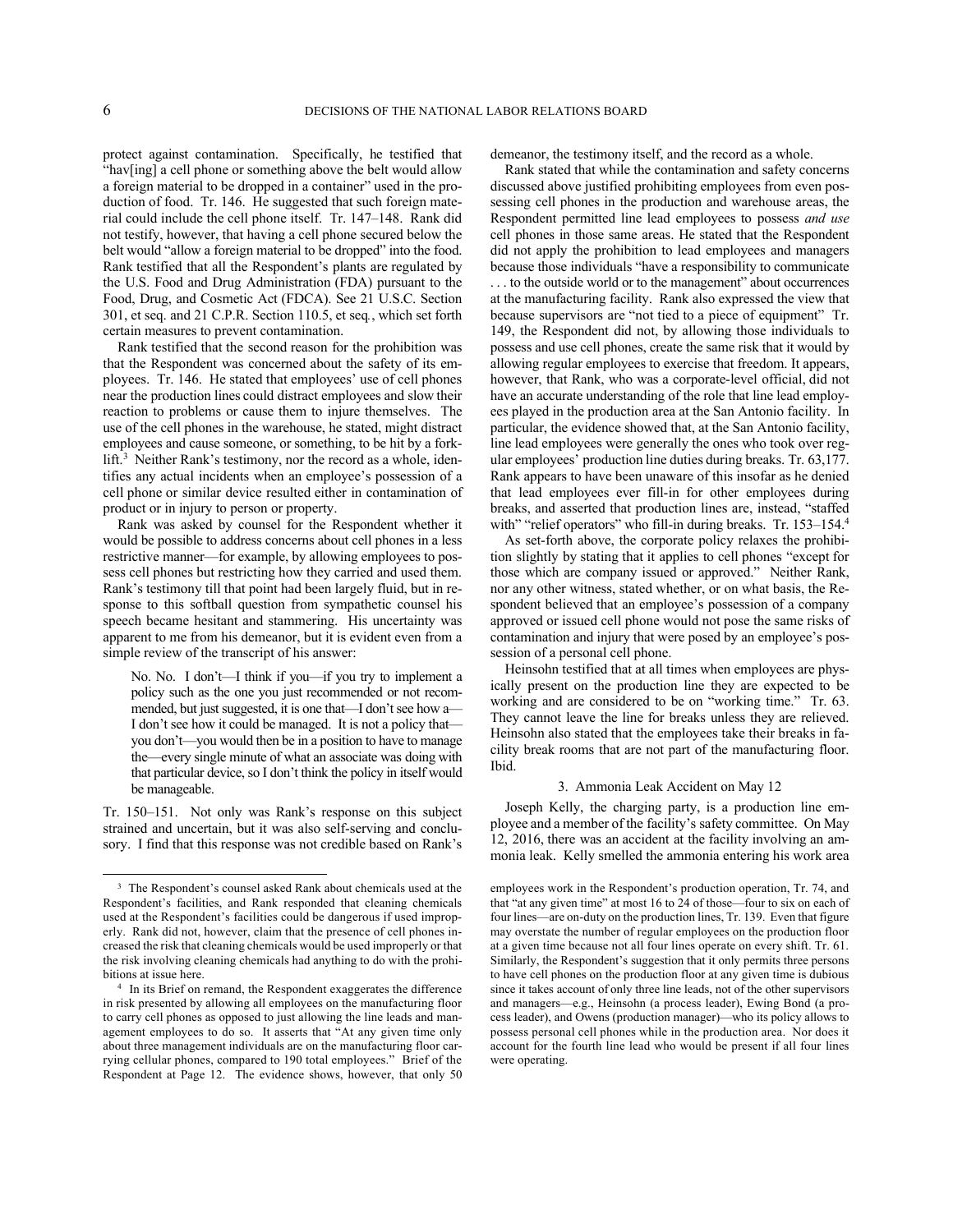protect against contamination. Specifically, he testified that "hav[ing] a cell phone or something above the belt would allow a foreign material to be dropped in a container" used in the production of food. Tr. 146. He suggested that such foreign material could include the cell phone itself. Tr. 147–148. Rank did not testify, however, that having a cell phone secured below the belt would "allow a foreign material to be dropped" into the food. Rank testified that all the Respondent's plants are regulated by the U.S. Food and Drug Administration (FDA) pursuant to the Food, Drug, and Cosmetic Act (FDCA). See 21 U.S.C. Section 301, et seq. and 21 C.P.R. Section 110.5, et seq., which set forth certain measures to prevent contamination.

Rank testified that the second reason for the prohibition was that the Respondent was concerned about the safety of its employees. Tr. 146. He stated that employees' use of cell phones near the production lines could distract employees and slow their reaction to problems or cause them to injure themselves. The use of the cell phones in the warehouse, he stated, might distract employees and cause someone, or something, to be hit by a forklift.[3] Neither Rank's testimony, nor the record as a whole, identifies any actual incidents when an employee's possession of a cell phone or similar device resulted either in contamination of product or in injury to person or property.

Rank was asked by counsel for the Respondent whether it would be possible to address concerns about cell phones in a less restrictive manner—for example, by allowing employees to possess cell phones but restricting how they carried and used them. Rank's testimony till that point had been largely fluid, but in response to this softball question from sympathetic counsel his speech became hesitant and stammering. His uncertainty was apparent to me from his demeanor, but it is evident even from a simple review of the transcript of his answer:

> No. No. I don't—I think if you—if you try to implement a policy such as the one you just recommended or not recommended, but just suggested, it is one that—I don't see how a—I don't see how it could be managed. It is not a policy that—you don't—you would then be in a position to have to manage the—every single minute of what an associate was doing with that particular device, so I don't think the policy in itself would be manageable.

Tr. 150–151. Not only was Rank's response on this subject strained and uncertain, but it was also self-serving and conclusory. I find that this response was not credible based on Rank's demeanor, the testimony itself, and the record as a whole.

Rank stated that while the contamination and safety concerns discussed above justified prohibiting employees from even possessing cell phones in the production and warehouse areas, the Respondent permitted line lead employees to possess *and use* cell phones in those same areas. He stated that the Respondent did not apply the prohibition to lead employees and managers because those individuals "have a responsibility to communicate . . . to the outside world or to the management" about occurrences at the manufacturing facility. Rank also expressed the view that because supervisors are "not tied to a piece of equipment" Tr. 149, the Respondent did not, by allowing those individuals to possess and use cell phones, create the same risk that it would by allowing regular employees to exercise that freedom. It appears, however, that Rank, who was a corporate-level official, did not have an accurate understanding of the role that line lead employees played in the production area at the San Antonio facility. In particular, the evidence showed that, at the San Antonio facility, line lead employees were generally the ones who took over regular employees' production line duties during breaks. Tr. 63,177. Rank appears to have been unaware of this insofar as he denied that lead employees ever fill-in for other employees during breaks, and asserted that production lines are, instead, "staffed with" "relief operators" who fill-in during breaks. Tr. 153–154.[4]

As set-forth above, the corporate policy relaxes the prohibition slightly by stating that it applies to cell phones "except for those which are company issued or approved." Neither Rank, nor any other witness, stated whether, or on what basis, the Respondent believed that an employee's possession of a company approved or issued cell phone would not pose the same risks of contamination and injury that were posed by an employee's possession of a personal cell phone.

Heinsohn testified that at all times when employees are physically present on the production line they are expected to be working and are considered to be on "working time." Tr. 63. They cannot leave the line for breaks unless they are relieved. Heinsohn also stated that the employees take their breaks in facility break rooms that are not part of the manufacturing floor. Ibid.

### 3. Ammonia Leak Accident on May 12

Joseph Kelly, the charging party, is a production line employee and a member of the facility's safety committee. On May 12, 2016, there was an accident at the facility involving an ammonia leak. Kelly smelled the ammonia entering his work area

---

[3] The Respondent's counsel asked Rank about chemicals used at the Respondent's facilities, and Rank responded that cleaning chemicals used at the Respondent's facilities could be dangerous if used improperly. Rank did not, however, claim that the presence of cell phones increased the risk that cleaning chemicals would be used improperly or that the risk involving cleaning chemicals had anything to do with the prohibitions at issue here.

[4] In its Brief on remand, the Respondent exaggerates the difference in risk presented by allowing all employees on the manufacturing floor to carry cell phones as opposed to just allowing the line leads and management employees to do so. It asserts that "At any given time only about three management individuals are on the manufacturing floor carrying cellular phones, compared to 190 total employees." Brief of the Respondent at Page 12. The evidence shows, however, that only 50 employees work in the Respondent's production operation, Tr. 74, and that "at any given time" at most 16 to 24 of those—four to six on each of four lines—are on-duty on the production lines, Tr. 139. Even that figure may overstate the number of regular employees on the production floor at a given time because not all four lines operate on every shift. Tr. 61. Similarly, the Respondent's suggestion that it only permits three persons to have cell phones on the production floor at any given time is dubious since it takes account of only three line leads, not of the other supervisors and managers—e.g., Heinsohn (a process leader), Ewing Bond (a process leader), and Owens (production manager)—who its policy allows to possess personal cell phones while in the production area. Nor does it account for the fourth line lead who would be present if all four lines were operating.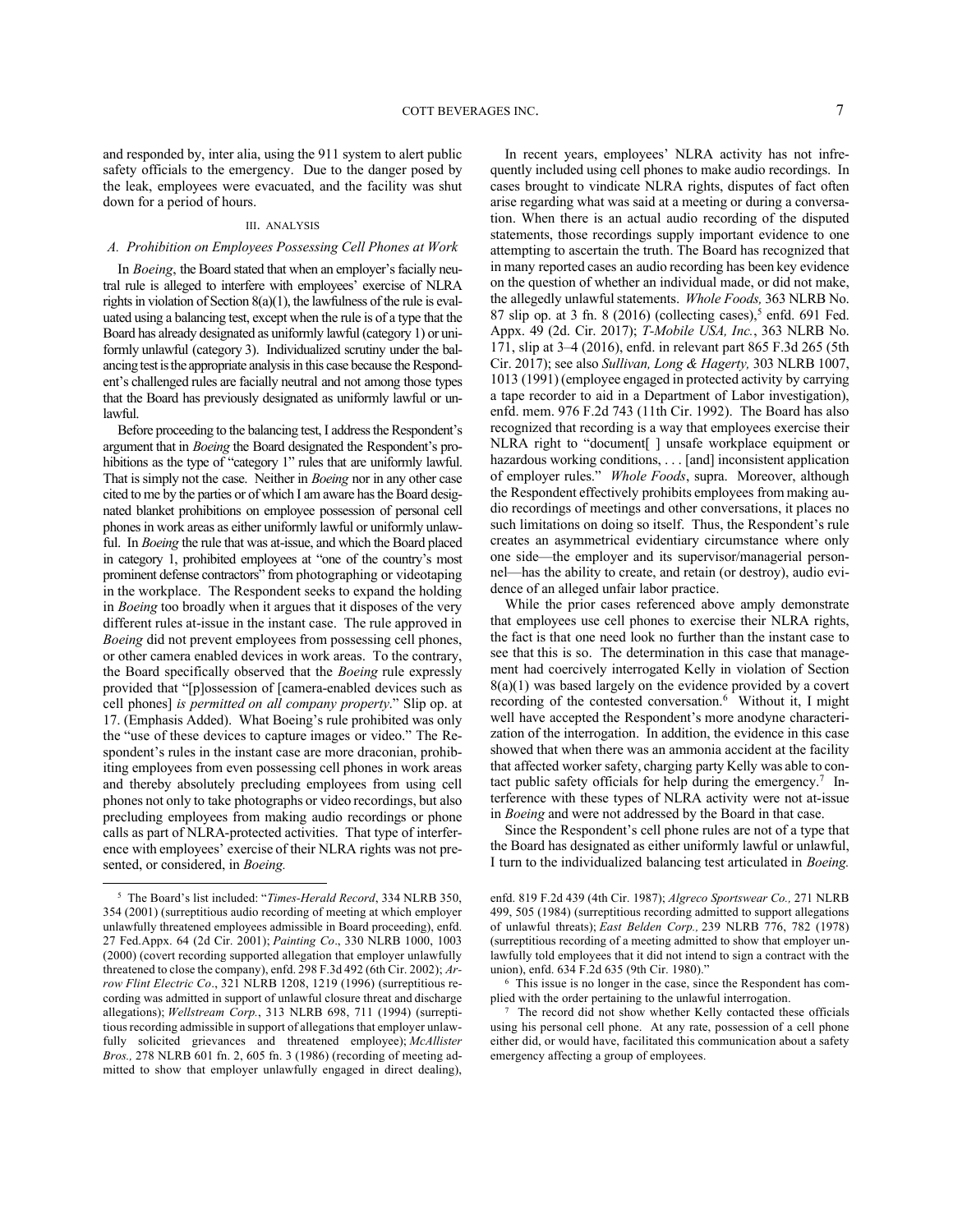and responded by, inter alia, using the 911 system to alert public safety officials to the emergency. Due to the danger posed by the leak, employees were evacuated, and the facility was shut down for a period of hours.

## III. ANALYSIS

### A. Prohibition on Employees Possessing Cell Phones at Work

In *Boeing*, the Board stated that when an employer's facially neutral rule is alleged to interfere with employees' exercise of NLRA rights in violation of Section 8(a)(1), the lawfulness of the rule is evaluated using a balancing test, except when the rule is of a type that the Board has already designated as uniformly lawful (category 1) or uniformly unlawful (category 3). Individualized scrutiny under the balancing test is the appropriate analysis in this case because the Respondent's challenged rules are facially neutral and not among those types that the Board has previously designated as uniformly lawful or unlawful.

Before proceeding to the balancing test, I address the Respondent's argument that in *Boeing* the Board designated the Respondent's prohibitions as the type of "category 1" rules that are uniformly lawful. That is simply not the case. Neither in *Boeing* nor in any other case cited to me by the parties or of which I am aware has the Board designated blanket prohibitions on employee possession of personal cell phones in work areas as either uniformly lawful or uniformly unlawful. In *Boeing* the rule that was at-issue, and which the Board placed in category 1, prohibited employees at "one of the country's most prominent defense contractors" from photographing or videotaping in the workplace. The Respondent seeks to expand the holding in *Boeing* too broadly when it argues that it disposes of the very different rules at-issue in the instant case. The rule approved in *Boeing* did not prevent employees from possessing cell phones, or other camera enabled devices in work areas. To the contrary, the Board specifically observed that the *Boeing* rule expressly provided that "[p]ossession of [camera-enabled devices such as cell phones] *is permitted on all company property*." Slip op. at 17. (Emphasis Added). What Boeing's rule prohibited was only the "use of these devices to capture images or video." The Respondent's rules in the instant case are more draconian, prohibiting employees from even possessing cell phones in work areas and thereby absolutely precluding employees from using cell phones not only to take photographs or video recordings, but also precluding employees from making audio recordings or phone calls as part of NLRA-protected activities. That type of interference with employees' exercise of their NLRA rights was not presented, or considered, in *Boeing.*

In recent years, employees' NLRA activity has not infrequently included using cell phones to make audio recordings. In cases brought to vindicate NLRA rights, disputes of fact often arise regarding what was said at a meeting or during a conversation. When there is an actual audio recording of the disputed statements, those recordings supply important evidence to one attempting to ascertain the truth. The Board has recognized that in many reported cases an audio recording has been key evidence on the question of whether an individual made, or did not make, the allegedly unlawful statements. *Whole Foods,* 363 NLRB No. 87 slip op. at 3 fn. 8 (2016) (collecting cases),[5] enfd. 691 Fed. Appx. 49 (2d. Cir. 2017); *T-Mobile USA, Inc.*, 363 NLRB No. 171, slip at 3–4 (2016), enfd. in relevant part 865 F.3d 265 (5th Cir. 2017); see also *Sullivan, Long & Hagerty,* 303 NLRB 1007, 1013 (1991) (employee engaged in protected activity by carrying a tape recorder to aid in a Department of Labor investigation), enfd. mem. 976 F.2d 743 (11th Cir. 1992). The Board has also recognized that recording is a way that employees exercise their NLRA right to "document[ ] unsafe workplace equipment or hazardous working conditions, . . . [and] inconsistent application of employer rules." *Whole Foods*, supra. Moreover, although the Respondent effectively prohibits employees from making audio recordings of meetings and other conversations, it places no such limitations on doing so itself. Thus, the Respondent's rule creates an asymmetrical evidentiary circumstance where only one side—the employer and its supervisor/managerial personnel—has the ability to create, and retain (or destroy), audio evidence of an alleged unfair labor practice.

While the prior cases referenced above amply demonstrate that employees use cell phones to exercise their NLRA rights, the fact is that one need look no further than the instant case to see that this is so. The determination in this case that management had coercively interrogated Kelly in violation of Section 8(a)(1) was based largely on the evidence provided by a covert recording of the contested conversation.[6] Without it, I might well have accepted the Respondent's more anodyne characterization of the interrogation. In addition, the evidence in this case showed that when there was an ammonia accident at the facility that affected worker safety, charging party Kelly was able to contact public safety officials for help during the emergency.[7] Interference with these types of NLRA activity were not at-issue in *Boeing* and were not addressed by the Board in that case.

Since the Respondent's cell phone rules are not of a type that the Board has designated as either uniformly lawful or unlawful, I turn to the individualized balancing test articulated in *Boeing.*

---

[5] The Board's list included: "*Times-Herald Record*, 334 NLRB 350, 354 (2001) (surreptitious audio recording of meeting at which employer unlawfully threatened employees admissible in Board proceeding), enfd. 27 Fed.Appx. 64 (2d Cir. 2001); *Painting Co*., 330 NLRB 1000, 1003 (2000) (covert recording supported allegation that employer unlawfully threatened to close the company), enfd. 298 F.3d 492 (6th Cir. 2002); *Arrow Flint Electric Co*., 321 NLRB 1208, 1219 (1996) (surreptitious recording was admitted in support of unlawful closure threat and discharge allegations); *Wellstream Corp.*, 313 NLRB 698, 711 (1994) (surreptitious recording admissible in support of allegations that employer unlawfully solicited grievances and threatened employee); *McAllister Bros.,* 278 NLRB 601 fn. 2, 605 fn. 3 (1986) (recording of meeting admitted to show that employer unlawfully engaged in direct dealing), enfd. 819 F.2d 439 (4th Cir. 1987); *Algreco Sportswear Co.,* 271 NLRB 499, 505 (1984) (surreptitious recording admitted to support allegations of unlawful threats); *East Belden Corp.,* 239 NLRB 776, 782 (1978) (surreptitious recording of a meeting admitted to show that employer unlawfully told employees that it did not intend to sign a contract with the union), enfd. 634 F.2d 635 (9th Cir. 1980)."

[6] This issue is no longer in the case, since the Respondent has complied with the order pertaining to the unlawful interrogation.

[7] The record did not show whether Kelly contacted these officials using his personal cell phone. At any rate, possession of a cell phone either did, or would have, facilitated this communication about a safety emergency affecting a group of employees.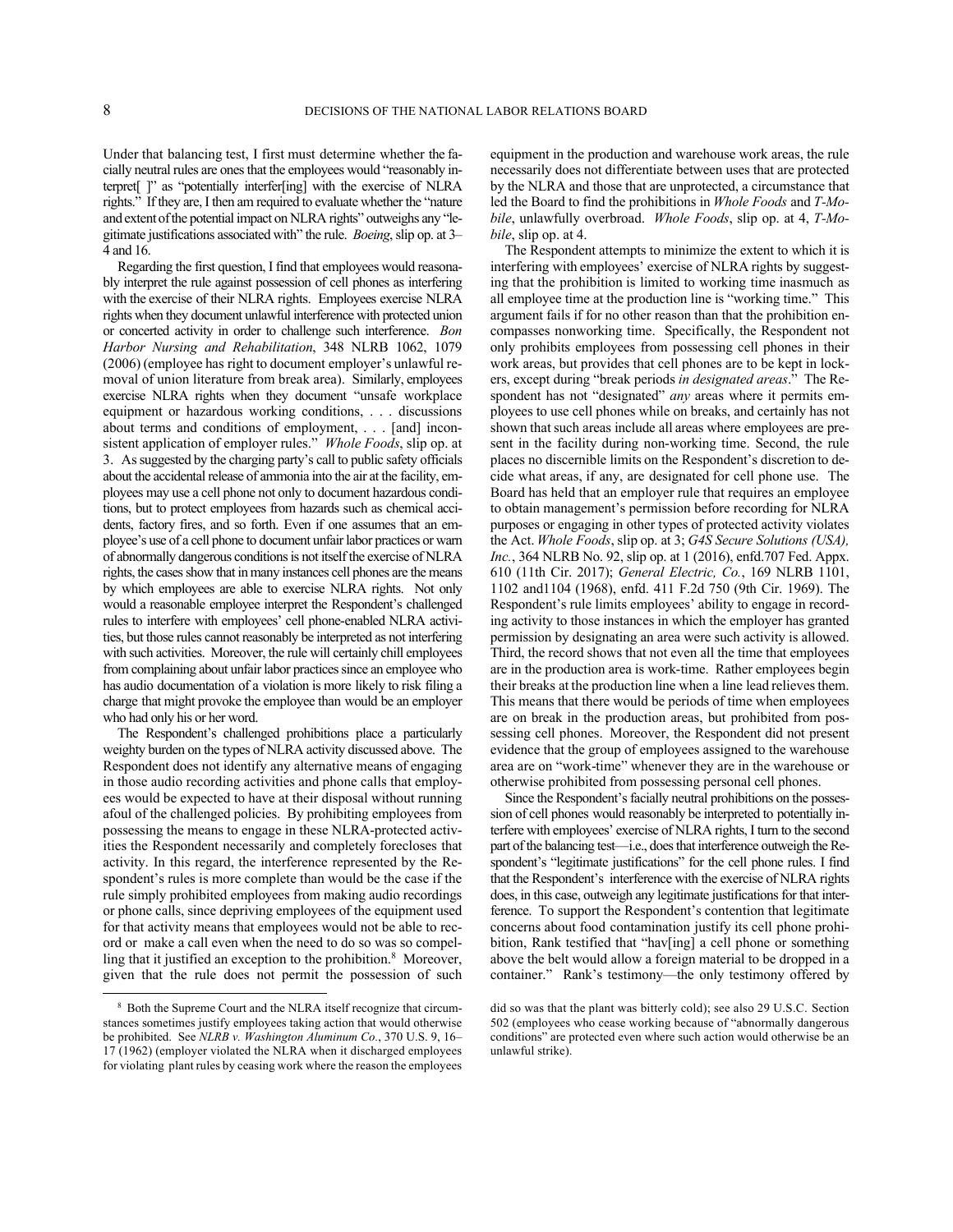Under that balancing test, I first must determine whether the facially neutral rules are ones that the employees would "reasonably interpret[ ]" as "potentially interfer[ing] with the exercise of NLRA rights." If they are, I then am required to evaluate whether the "nature and extent of the potential impact on NLRA rights" outweighs any "legitimate justifications associated with" the rule. *Boeing*, slip op. at 3–4 and 16.

Regarding the first question, I find that employees would reasonably interpret the rule against possession of cell phones as interfering with the exercise of their NLRA rights. Employees exercise NLRA rights when they document unlawful interference with protected union or concerted activity in order to challenge such interference. *Bon Harbor Nursing and Rehabilitation*, 348 NLRB 1062, 1079 (2006) (employee has right to document employer's unlawful removal of union literature from break area). Similarly, employees exercise NLRA rights when they document "unsafe workplace equipment or hazardous working conditions, . . . discussions about terms and conditions of employment, . . . [and] inconsistent application of employer rules." *Whole Foods*, slip op. at 3. As suggested by the charging party's call to public safety officials about the accidental release of ammonia into the air at the facility, employees may use a cell phone not only to document hazardous conditions, but to protect employees from hazards such as chemical accidents, factory fires, and so forth. Even if one assumes that an employee's use of a cell phone to document unfair labor practices or warn of abnormally dangerous conditions is not itself the exercise of NLRA rights, the cases show that in many instances cell phones are the means by which employees are able to exercise NLRA rights. Not only would a reasonable employee interpret the Respondent's challenged rules to interfere with employees' cell phone-enabled NLRA activities, but those rules cannot reasonably be interpreted as not interfering with such activities. Moreover, the rule will certainly chill employees from complaining about unfair labor practices since an employee who has audio documentation of a violation is more likely to risk filing a charge that might provoke the employee than would be an employer who had only his or her word.

The Respondent's challenged prohibitions place a particularly weighty burden on the types of NLRA activity discussed above. The Respondent does not identify any alternative means of engaging in those audio recording activities and phone calls that employees would be expected to have at their disposal without running afoul of the challenged policies. By prohibiting employees from possessing the means to engage in these NLRA-protected activities the Respondent necessarily and completely forecloses that activity. In this regard, the interference represented by the Respondent's rules is more complete than would be the case if the rule simply prohibited employees from making audio recordings or phone calls, since depriving employees of the equipment used for that activity means that employees would not be able to record or make a call even when the need to do so was so compelling that it justified an exception to the prohibition.[8] Moreover, given that the rule does not permit the possession of such equipment in the production and warehouse work areas, the rule necessarily does not differentiate between uses that are protected by the NLRA and those that are unprotected, a circumstance that led the Board to find the prohibitions in *Whole Foods* and *T-Mobile*, unlawfully overbroad. *Whole Foods*, slip op. at 4, *T-Mobile*, slip op. at 4.

The Respondent attempts to minimize the extent to which it is interfering with employees' exercise of NLRA rights by suggesting that the prohibition is limited to working time inasmuch as all employee time at the production line is "working time." This argument fails if for no other reason than that the prohibition encompasses nonworking time. Specifically, the Respondent not only prohibits employees from possessing cell phones in their work areas, but provides that cell phones are to be kept in lockers, except during "break periods *in designated areas*." The Respondent has not "designated" *any* areas where it permits employees to use cell phones while on breaks, and certainly has not shown that such areas include all areas where employees are present in the facility during non-working time. Second, the rule places no discernible limits on the Respondent's discretion to decide what areas, if any, are designated for cell phone use. The Board has held that an employer rule that requires an employee to obtain management's permission before recording for NLRA purposes or engaging in other types of protected activity violates the Act. *Whole Foods*, slip op. at 3; *G4S Secure Solutions (USA), Inc.*, 364 NLRB No. 92, slip op. at 1 (2016), enfd.707 Fed. Appx. 610 (11th Cir. 2017); *General Electric, Co.*, 169 NLRB 1101, 1102 and1104 (1968), enfd. 411 F.2d 750 (9th Cir. 1969). The Respondent's rule limits employees' ability to engage in recording activity to those instances in which the employer has granted permission by designating an area were such activity is allowed. Third, the record shows that not even all the time that employees are in the production area is work-time. Rather employees begin their breaks at the production line when a line lead relieves them. This means that there would be periods of time when employees are on break in the production areas, but prohibited from possessing cell phones. Moreover, the Respondent did not present evidence that the group of employees assigned to the warehouse area are on "work-time" whenever they are in the warehouse or otherwise prohibited from possessing personal cell phones.

Since the Respondent's facially neutral prohibitions on the possession of cell phones would reasonably be interpreted to potentially interfere with employees' exercise of NLRA rights, I turn to the second part of the balancing test—i.e., does that interference outweigh the Respondent's "legitimate justifications" for the cell phone rules. I find that the Respondent's interference with the exercise of NLRA rights does, in this case, outweigh any legitimate justifications for that interference. To support the Respondent's contention that legitimate concerns about food contamination justify its cell phone prohibition, Rank testified that "hav[ing] a cell phone or something above the belt would allow a foreign material to be dropped in a container." Rank's testimony—the only testimony offered by

[8] Both the Supreme Court and the NLRA itself recognize that circumstances sometimes justify employees taking action that would otherwise be prohibited. See *NLRB v. Washington Aluminum Co.*, 370 U.S. 9, 16–17 (1962) (employer violated the NLRA when it discharged employees for violating plant rules by ceasing work where the reason the employees did so was that the plant was bitterly cold); see also 29 U.S.C. Section 502 (employees who cease working because of "abnormally dangerous conditions" are protected even where such action would otherwise be an unlawful strike).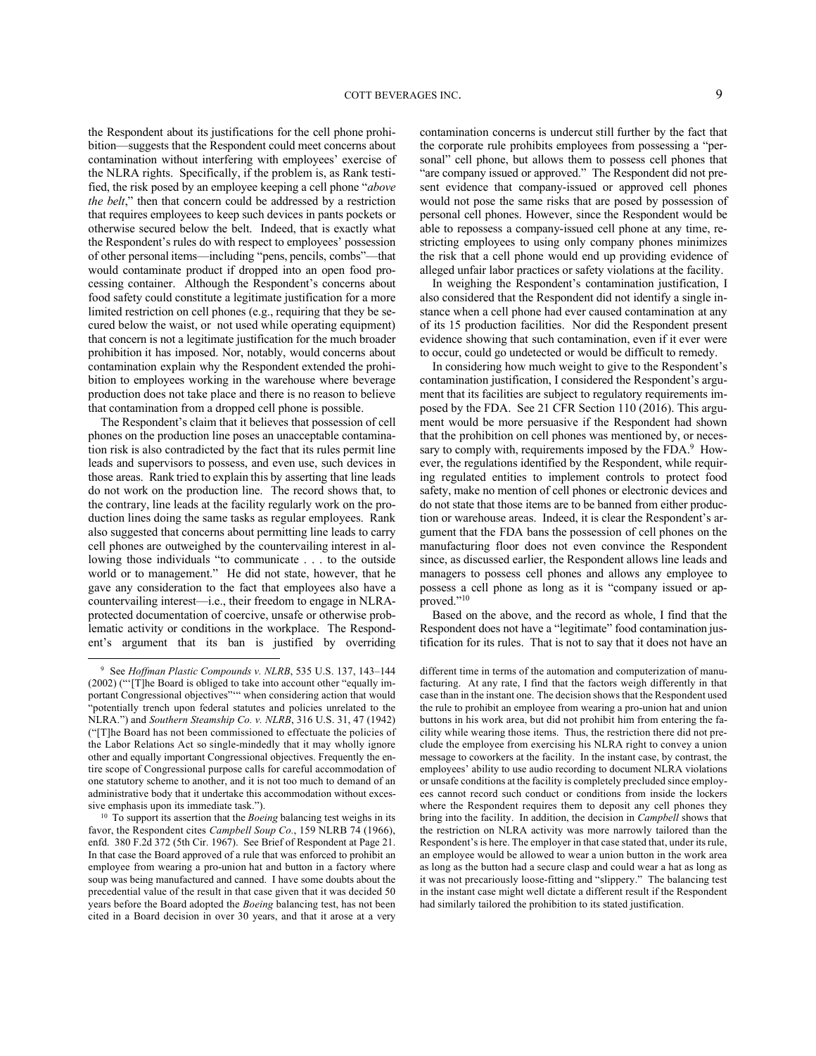the Respondent about its justifications for the cell phone prohibition—suggests that the Respondent could meet concerns about contamination without interfering with employees' exercise of the NLRA rights. Specifically, if the problem is, as Rank testified, the risk posed by an employee keeping a cell phone "*above the belt*," then that concern could be addressed by a restriction that requires employees to keep such devices in pants pockets or otherwise secured below the belt. Indeed, that is exactly what the Respondent's rules do with respect to employees' possession of other personal items—including "pens, pencils, combs"—that would contaminate product if dropped into an open food processing container. Although the Respondent's concerns about food safety could constitute a legitimate justification for a more limited restriction on cell phones (e.g., requiring that they be secured below the waist, or not used while operating equipment) that concern is not a legitimate justification for the much broader prohibition it has imposed. Nor, notably, would concerns about contamination explain why the Respondent extended the prohibition to employees working in the warehouse where beverage production does not take place and there is no reason to believe that contamination from a dropped cell phone is possible.

The Respondent's claim that it believes that possession of cell phones on the production line poses an unacceptable contamination risk is also contradicted by the fact that its rules permit line leads and supervisors to possess, and even use, such devices in those areas. Rank tried to explain this by asserting that line leads do not work on the production line. The record shows that, to the contrary, line leads at the facility regularly work on the production lines doing the same tasks as regular employees. Rank also suggested that concerns about permitting line leads to carry cell phones are outweighed by the countervailing interest in allowing those individuals "to communicate . . . to the outside world or to management." He did not state, however, that he gave any consideration to the fact that employees also have a countervailing interest—i.e., their freedom to engage in NLRA-protected documentation of coercive, unsafe or otherwise problematic activity or conditions in the workplace. The Respondent's argument that its ban is justified by overriding contamination concerns is undercut still further by the fact that the corporate rule prohibits employees from possessing a "personal" cell phone, but allows them to possess cell phones that "are company issued or approved." The Respondent did not present evidence that company-issued or approved cell phones would not pose the same risks that are posed by possession of personal cell phones. However, since the Respondent would be able to repossess a company-issued cell phone at any time, restricting employees to using only company phones minimizes the risk that a cell phone would end up providing evidence of alleged unfair labor practices or safety violations at the facility.

In weighing the Respondent's contamination justification, I also considered that the Respondent did not identify a single instance when a cell phone had ever caused contamination at any of its 15 production facilities. Nor did the Respondent present evidence showing that such contamination, even if it ever were to occur, could go undetected or would be difficult to remedy.

In considering how much weight to give to the Respondent's contamination justification, I considered the Respondent's argument that its facilities are subject to regulatory requirements imposed by the FDA. See 21 CFR Section 110 (2016). This argument would be more persuasive if the Respondent had shown that the prohibition on cell phones was mentioned by, or necessary to comply with, requirements imposed by the FDA.[9] However, the regulations identified by the Respondent, while requiring regulated entities to implement controls to protect food safety, make no mention of cell phones or electronic devices and do not state that those items are to be banned from either production or warehouse areas. Indeed, it is clear the Respondent's argument that the FDA bans the possession of cell phones on the manufacturing floor does not even convince the Respondent since, as discussed earlier, the Respondent allows line leads and managers to possess cell phones and allows any employee to possess a cell phone as long as it is "company issued or approved."[10]

Based on the above, and the record as whole, I find that the Respondent does not have a "legitimate" food contamination justification for its rules. That is not to say that it does not have an

---

[9] See *Hoffman Plastic Compounds v. NLRB*, 535 U.S. 137, 143–144 (2002) ("'[T]he Board is obliged to take into account other "equally important Congressional objectives"'" when considering action that would "potentially trench upon federal statutes and policies unrelated to the NLRA.") and *Southern Steamship Co. v. NLRB*, 316 U.S. 31, 47 (1942) ("[T]he Board has not been commissioned to effectuate the policies of the Labor Relations Act so single-mindedly that it may wholly ignore other and equally important Congressional objectives. Frequently the entire scope of Congressional purpose calls for careful accommodation of one statutory scheme to another, and it is not too much to demand of an administrative body that it undertake this accommodation without excessive emphasis upon its immediate task.").

[10] To support its assertion that the *Boeing* balancing test weighs in its favor, the Respondent cites *Campbell Soup Co*., 159 NLRB 74 (1966), enfd. 380 F.2d 372 (5th Cir. 1967). See Brief of Respondent at Page 21. In that case the Board approved of a rule that was enforced to prohibit an employee from wearing a pro-union hat and button in a factory where soup was being manufactured and canned. I have some doubts about the precedential value of the result in that case given that it was decided 50 years before the Board adopted the *Boeing* balancing test, has not been cited in a Board decision in over 30 years, and that it arose at a very different time in terms of the automation and computerization of manufacturing. At any rate, I find that the factors weigh differently in that case than in the instant one. The decision shows that the Respondent used the rule to prohibit an employee from wearing a pro-union hat and union buttons in his work area, but did not prohibit him from entering the facility while wearing those items. Thus, the restriction there did not preclude the employee from exercising his NLRA right to convey a union message to coworkers at the facility. In the instant case, by contrast, the employees' ability to use audio recording to document NLRA violations or unsafe conditions at the facility is completely precluded since employees cannot record such conduct or conditions from inside the lockers where the Respondent requires them to deposit any cell phones they bring into the facility. In addition, the decision in *Campbell* shows that the restriction on NLRA activity was more narrowly tailored than the Respondent's is here. The employer in that case stated that, under its rule, an employee would be allowed to wear a union button in the work area as long as the button had a secure clasp and could wear a hat as long as it was not precariously loose-fitting and "slippery." The balancing test in the instant case might well dictate a different result if the Respondent had similarly tailored the prohibition to its stated justification.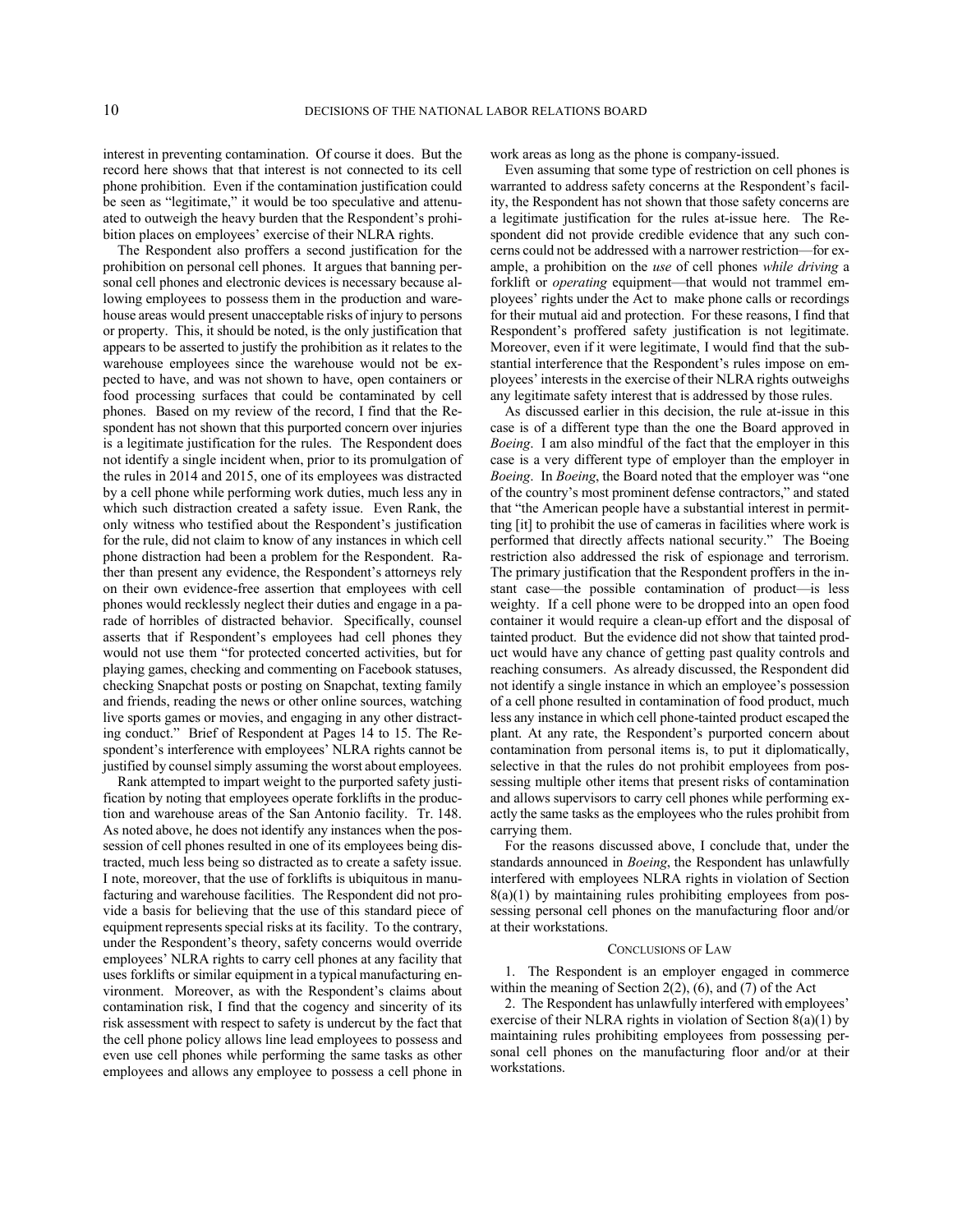interest in preventing contamination. Of course it does. But the record here shows that that interest is not connected to its cell phone prohibition. Even if the contamination justification could be seen as "legitimate," it would be too speculative and attenuated to outweigh the heavy burden that the Respondent's prohibition places on employees' exercise of their NLRA rights.

The Respondent also proffers a second justification for the prohibition on personal cell phones. It argues that banning personal cell phones and electronic devices is necessary because allowing employees to possess them in the production and warehouse areas would present unacceptable risks of injury to persons or property. This, it should be noted, is the only justification that appears to be asserted to justify the prohibition as it relates to the warehouse employees since the warehouse would not be expected to have, and was not shown to have, open containers or food processing surfaces that could be contaminated by cell phones. Based on my review of the record, I find that the Respondent has not shown that this purported concern over injuries is a legitimate justification for the rules. The Respondent does not identify a single incident when, prior to its promulgation of the rules in 2014 and 2015, one of its employees was distracted by a cell phone while performing work duties, much less any in which such distraction created a safety issue. Even Rank, the only witness who testified about the Respondent's justification for the rule, did not claim to know of any instances in which cell phone distraction had been a problem for the Respondent. Rather than present any evidence, the Respondent's attorneys rely on their own evidence-free assertion that employees with cell phones would recklessly neglect their duties and engage in a parade of horribles of distracted behavior. Specifically, counsel asserts that if Respondent's employees had cell phones they would not use them "for protected concerted activities, but for playing games, checking and commenting on Facebook statuses, checking Snapchat posts or posting on Snapchat, texting family and friends, reading the news or other online sources, watching live sports games or movies, and engaging in any other distracting conduct." Brief of Respondent at Pages 14 to 15. The Respondent's interference with employees' NLRA rights cannot be justified by counsel simply assuming the worst about employees.

Rank attempted to impart weight to the purported safety justification by noting that employees operate forklifts in the production and warehouse areas of the San Antonio facility. Tr. 148. As noted above, he does not identify any instances when the possession of cell phones resulted in one of its employees being distracted, much less being so distracted as to create a safety issue. I note, moreover, that the use of forklifts is ubiquitous in manufacturing and warehouse facilities. The Respondent did not provide a basis for believing that the use of this standard piece of equipment represents special risks at its facility. To the contrary, under the Respondent's theory, safety concerns would override employees' NLRA rights to carry cell phones at any facility that uses forklifts or similar equipment in a typical manufacturing environment. Moreover, as with the Respondent's claims about contamination risk, I find that the cogency and sincerity of its risk assessment with respect to safety is undercut by the fact that the cell phone policy allows line lead employees to possess and even use cell phones while performing the same tasks as other employees and allows any employee to possess a cell phone in work areas as long as the phone is company-issued.

Even assuming that some type of restriction on cell phones is warranted to address safety concerns at the Respondent's facility, the Respondent has not shown that those safety concerns are a legitimate justification for the rules at-issue here. The Respondent did not provide credible evidence that any such concerns could not be addressed with a narrower restriction—for example, a prohibition on the *use* of cell phones *while driving* a forklift or *operating* equipment—that would not trammel employees' rights under the Act to make phone calls or recordings for their mutual aid and protection. For these reasons, I find that Respondent's proffered safety justification is not legitimate. Moreover, even if it were legitimate, I would find that the substantial interference that the Respondent's rules impose on employees' interests in the exercise of their NLRA rights outweighs any legitimate safety interest that is addressed by those rules.

As discussed earlier in this decision, the rule at-issue in this case is of a different type than the one the Board approved in *Boeing*. I am also mindful of the fact that the employer in this case is a very different type of employer than the employer in *Boeing*. In *Boeing*, the Board noted that the employer was "one of the country's most prominent defense contractors," and stated that "the American people have a substantial interest in permitting [it] to prohibit the use of cameras in facilities where work is performed that directly affects national security." The Boeing restriction also addressed the risk of espionage and terrorism. The primary justification that the Respondent proffers in the instant case—the possible contamination of product—is less weighty. If a cell phone were to be dropped into an open food container it would require a clean-up effort and the disposal of tainted product. But the evidence did not show that tainted product would have any chance of getting past quality controls and reaching consumers. As already discussed, the Respondent did not identify a single instance in which an employee's possession of a cell phone resulted in contamination of food product, much less any instance in which cell phone-tainted product escaped the plant. At any rate, the Respondent's purported concern about contamination from personal items is, to put it diplomatically, selective in that the rules do not prohibit employees from possessing multiple other items that present risks of contamination and allows supervisors to carry cell phones while performing exactly the same tasks as the employees who the rules prohibit from carrying them.

For the reasons discussed above, I conclude that, under the standards announced in *Boeing*, the Respondent has unlawfully interfered with employees NLRA rights in violation of Section 8(a)(1) by maintaining rules prohibiting employees from possessing personal cell phones on the manufacturing floor and/or at their workstations.

## CONCLUSIONS OF LAW

1. The Respondent is an employer engaged in commerce within the meaning of Section 2(2), (6), and (7) of the Act

2. The Respondent has unlawfully interfered with employees' exercise of their NLRA rights in violation of Section 8(a)(1) by maintaining rules prohibiting employees from possessing personal cell phones on the manufacturing floor and/or at their workstations.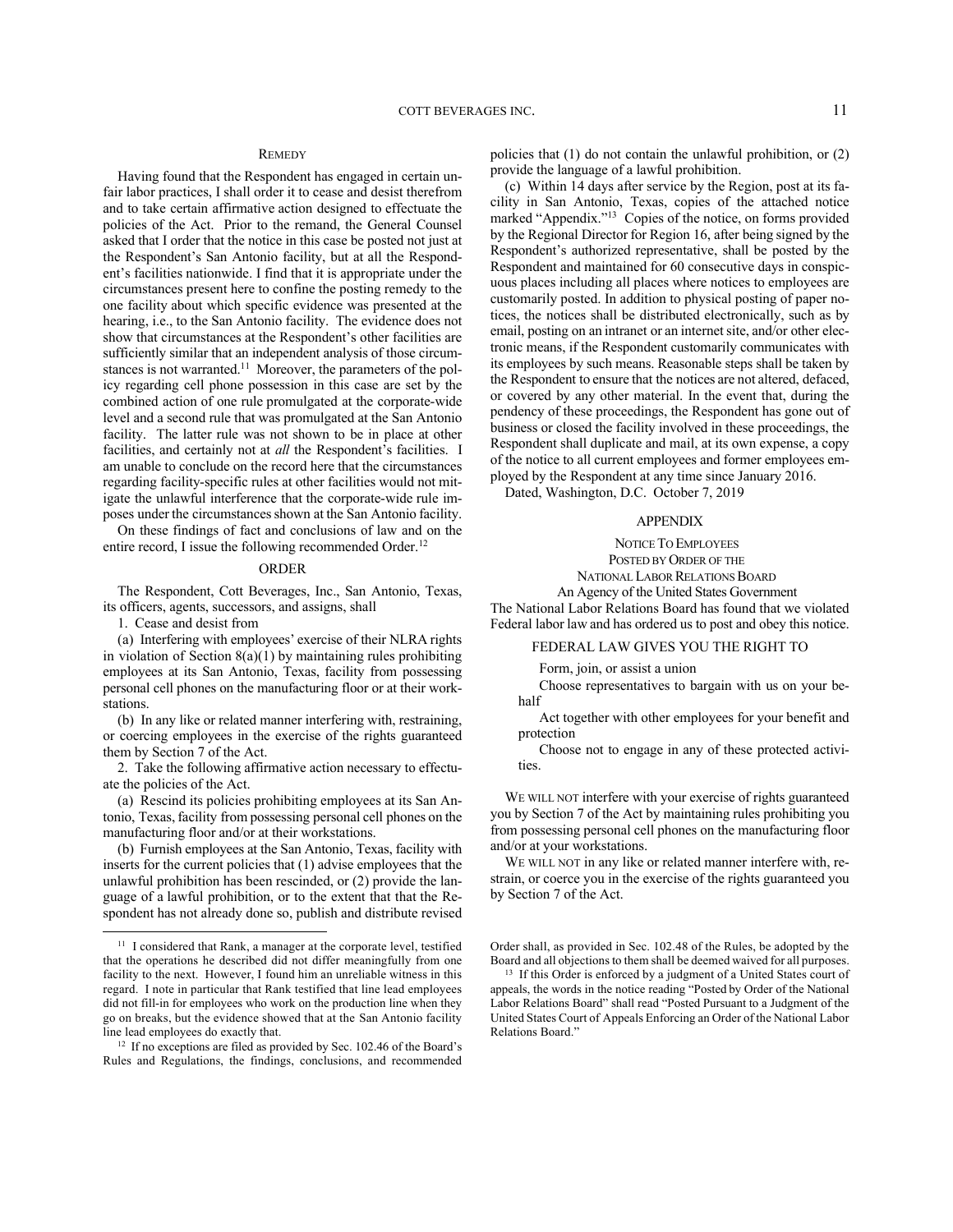## REMEDY

Having found that the Respondent has engaged in certain unfair labor practices, I shall order it to cease and desist therefrom and to take certain affirmative action designed to effectuate the policies of the Act. Prior to the remand, the General Counsel asked that I order that the notice in this case be posted not just at the Respondent's San Antonio facility, but at all the Respondent's facilities nationwide. I find that it is appropriate under the circumstances present here to confine the posting remedy to the one facility about which specific evidence was presented at the hearing, i.e., to the San Antonio facility. The evidence does not show that circumstances at the Respondent's other facilities are sufficiently similar that an independent analysis of those circumstances is not warranted.[11] Moreover, the parameters of the policy regarding cell phone possession in this case are set by the combined action of one rule promulgated at the corporate-wide level and a second rule that was promulgated at the San Antonio facility. The latter rule was not shown to be in place at other facilities, and certainly not at *all* the Respondent's facilities. I am unable to conclude on the record here that the circumstances regarding facility-specific rules at other facilities would not mitigate the unlawful interference that the corporate-wide rule imposes under the circumstances shown at the San Antonio facility.

On these findings of fact and conclusions of law and on the entire record, I issue the following recommended Order.[12]

## ORDER

The Respondent, Cott Beverages, Inc., San Antonio, Texas, its officers, agents, successors, and assigns, shall

1. Cease and desist from

(a) Interfering with employees' exercise of their NLRA rights in violation of Section 8(a)(1) by maintaining rules prohibiting employees at its San Antonio, Texas, facility from possessing personal cell phones on the manufacturing floor or at their workstations.

(b) In any like or related manner interfering with, restraining, or coercing employees in the exercise of the rights guaranteed them by Section 7 of the Act.

2. Take the following affirmative action necessary to effectuate the policies of the Act.

(a) Rescind its policies prohibiting employees at its San Antonio, Texas, facility from possessing personal cell phones on the manufacturing floor and/or at their workstations.

(b) Furnish employees at the San Antonio, Texas, facility with inserts for the current policies that (1) advise employees that the unlawful prohibition has been rescinded, or (2) provide the language of a lawful prohibition, or to the extent that that the Respondent has not already done so, publish and distribute revised policies that (1) do not contain the unlawful prohibition, or (2) provide the language of a lawful prohibition.

(c) Within 14 days after service by the Region, post at its facility in San Antonio, Texas, copies of the attached notice marked "Appendix."[13] Copies of the notice, on forms provided by the Regional Director for Region 16, after being signed by the Respondent's authorized representative, shall be posted by the Respondent and maintained for 60 consecutive days in conspicuous places including all places where notices to employees are customarily posted. In addition to physical posting of paper notices, the notices shall be distributed electronically, such as by email, posting on an intranet or an internet site, and/or other electronic means, if the Respondent customarily communicates with its employees by such means. Reasonable steps shall be taken by the Respondent to ensure that the notices are not altered, defaced, or covered by any other material. In the event that, during the pendency of these proceedings, the Respondent has gone out of business or closed the facility involved in these proceedings, the Respondent shall duplicate and mail, at its own expense, a copy of the notice to all current employees and former employees employed by the Respondent at any time since January 2016.

Dated, Washington, D.C. October 7, 2019

## APPENDIX

NOTICE TO EMPLOYEES
POSTED BY ORDER OF THE
NATIONAL LABOR RELATIONS BOARD
An Agency of the United States Government

The National Labor Relations Board has found that we violated Federal labor law and has ordered us to post and obey this notice.

FEDERAL LAW GIVES YOU THE RIGHT TO

Form, join, or assist a union

Choose representatives to bargain with us on your behalf

Act together with other employees for your benefit and protection

Choose not to engage in any of these protected activities.

WE WILL NOT interfere with your exercise of rights guaranteed you by Section 7 of the Act by maintaining rules prohibiting you from possessing personal cell phones on the manufacturing floor and/or at your workstations.

WE WILL NOT in any like or related manner interfere with, restrain, or coerce you in the exercise of the rights guaranteed you by Section 7 of the Act.

---

[11] I considered that Rank, a manager at the corporate level, testified that the operations he described did not differ meaningfully from one facility to the next. However, I found him an unreliable witness in this regard. I note in particular that Rank testified that line lead employees did not fill-in for employees who work on the production line when they go on breaks, but the evidence showed that at the San Antonio facility line lead employees do exactly that.

[12] If no exceptions are filed as provided by Sec. 102.46 of the Board's Rules and Regulations, the findings, conclusions, and recommended Order shall, as provided in Sec. 102.48 of the Rules, be adopted by the Board and all objections to them shall be deemed waived for all purposes.

[13] If this Order is enforced by a judgment of a United States court of appeals, the words in the notice reading "Posted by Order of the National Labor Relations Board" shall read "Posted Pursuant to a Judgment of the United States Court of Appeals Enforcing an Order of the National Labor Relations Board."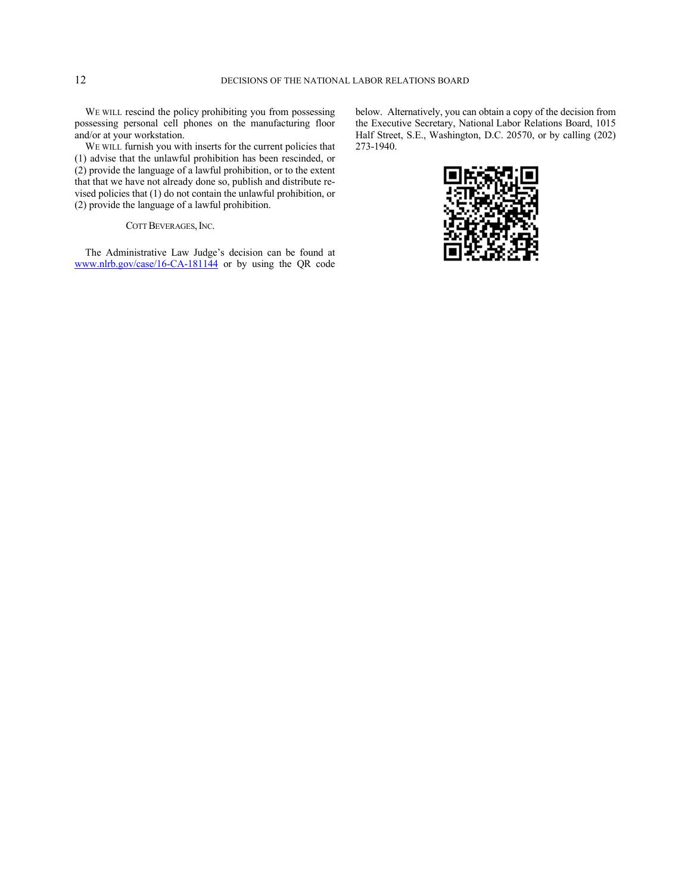WE WILL rescind the policy prohibiting you from possessing possessing personal cell phones on the manufacturing floor and/or at your workstation.

WE WILL furnish you with inserts for the current policies that (1) advise that the unlawful prohibition has been rescinded, or (2) provide the language of a lawful prohibition, or to the extent that that we have not already done so, publish and distribute revised policies that (1) do not contain the unlawful prohibition, or (2) provide the language of a lawful prohibition.

COTT BEVERAGES, INC.

The Administrative Law Judge's decision can be found at www.nlrb.gov/case/16-CA-181144 or by using the QR code below. Alternatively, you can obtain a copy of the decision from the Executive Secretary, National Labor Relations Board, 1015 Half Street, S.E., Washington, D.C. 20570, or by calling (202) 273-1940.